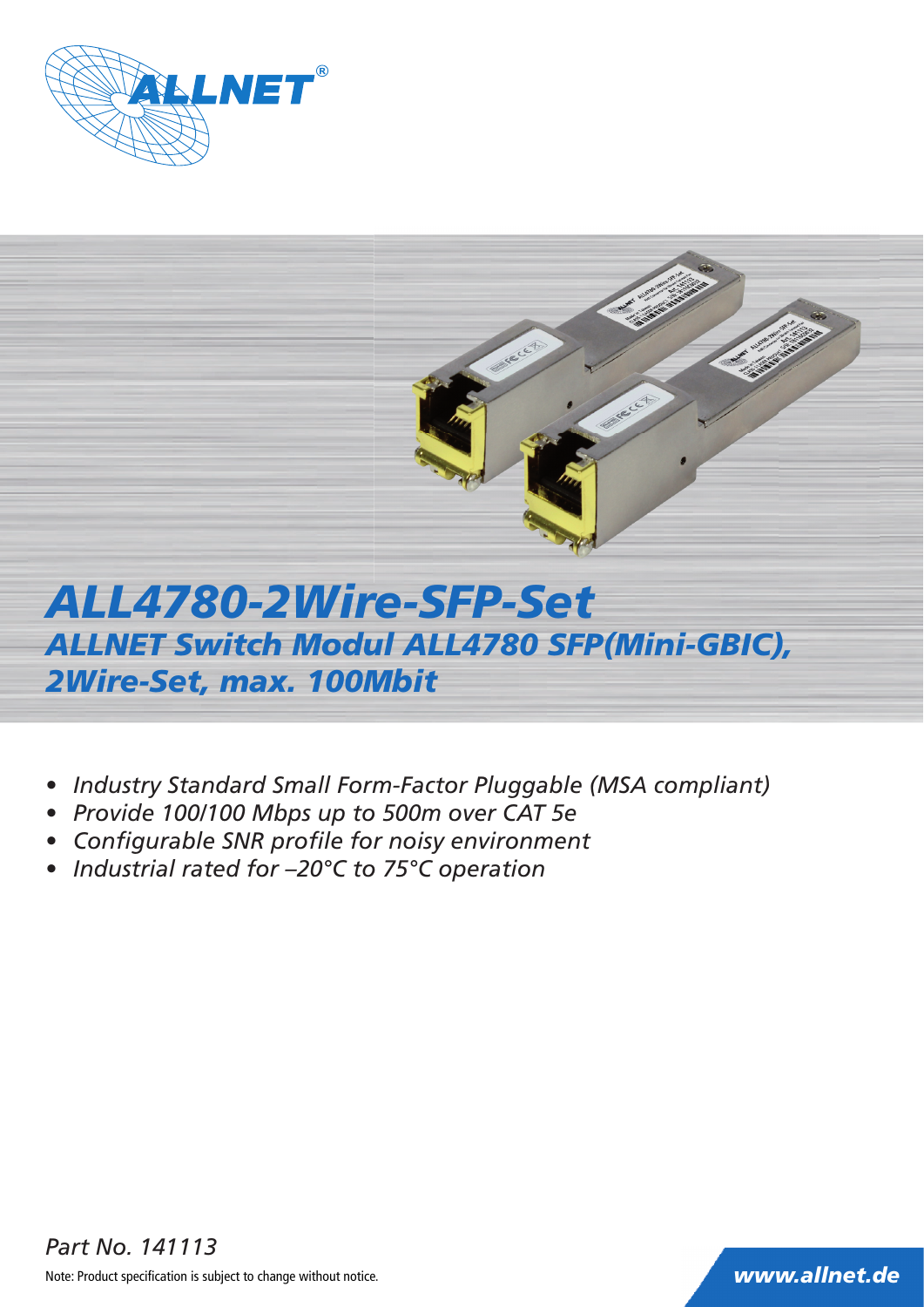# ALL4780-2Wire-SFP-Set

## ALLNET Switch Modul ALL4780 SFP(Mini-GBIC), 2Wire-Set, max. 100Mbit

- *Industry Standard Small Form-Factor Pluggable (MSA compliant)*
- *Provide 100/100 Mbps up to 500m over CAT 5e*
- *Configurable SNR profile for noisy environment*
- *Industrial rated for –20°C to 75°C operation*

*Part No. 141113*

Note: Product specification is subject to change without notice.

*www.allnet.de*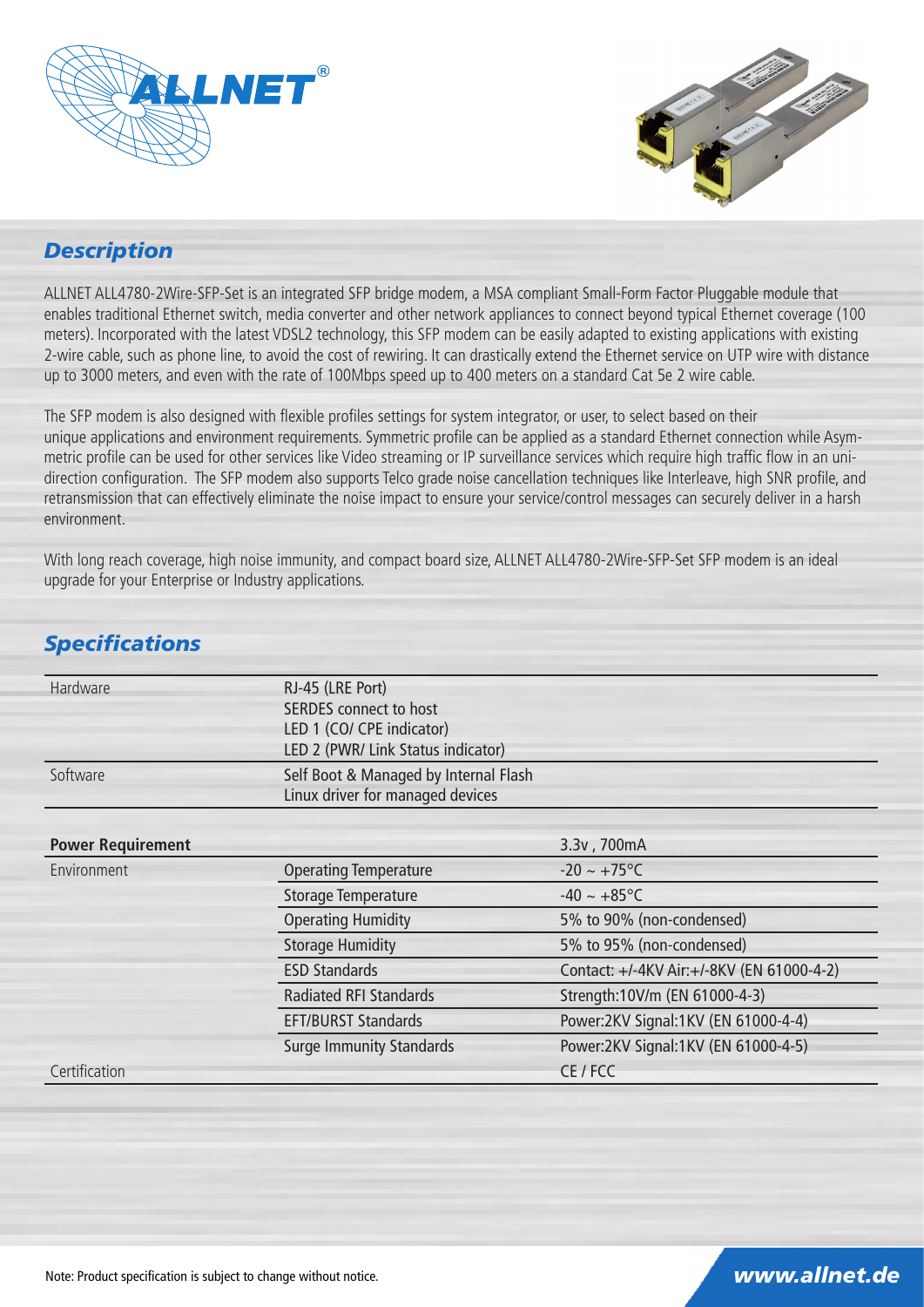## Description

ALLNET ALL4780-2Wire-SFP-Set is an integrated SFP bridge modem, a MSA compliant Small-Form Factor Pluggable module that enables traditional Ethernet switch, media converter and other network appliances to connect beyond typical Ethernet coverage (100 meters). Incorporated with the latest VDSL2 technology, this SFP modem can be easily adapted to existing applications with existing 2-wire cable, such as phone line, to avoid the cost of rewiring. It can drastically extend the Ethernet service on UTP wire with distance up to 3000 meters, and even with the rate of 100Mbps speed up to 400 meters on a standard Cat 5e 2 wire cable.

The SFP modem is also designed with flexible profiles settings for system integrator, or user, to select based on their unique applications and environment requirements. Symmetric profile can be applied as a standard Ethernet connection while Asymmetric profile can be used for other services like Video streaming or IP surveillance services which require high traffic flow in an uni-direction configuration. The SFP modem also supports Telco grade noise cancellation techniques like Interleave, high SNR profile, and retransmission that can effectively eliminate the noise impact to ensure your service/control messages can securely deliver in a harsh environment.

With long reach coverage, high noise immunity, and compact board size, ALLNET ALL4780-2Wire-SFP-Set SFP modem is an ideal upgrade for your Enterprise or Industry applications.

## Specifications

| | | |
|---|---|---|
| Hardware | RJ-45 (LRE Port)<br>SERDES connect to host<br>LED 1 (CO/ CPE indicator)<br>LED 2 (PWR/ Link Status indicator) | |
| Software | Self Boot & Managed by Internal Flash<br>Linux driver for managed devices | |
| **Power Requirement** | | 3.3v , 700mA |
| Environment | Operating Temperature | -20 ~ +75°C |
| | Storage Temperature | -40 ~ +85°C |
| | Operating Humidity | 5% to 90% (non-condensed) |
| | Storage Humidity | 5% to 95% (non-condensed) |
| | ESD Standards | Contact: +/-4KV Air:+/-8KV (EN 61000-4-2) |
| | Radiated RFI Standards | Strength:10V/m (EN 61000-4-3) |
| | EFT/BURST Standards | Power:2KV Signal:1KV (EN 61000-4-4) |
| | Surge Immunity Standards | Power:2KV Signal:1KV (EN 61000-4-5) |
| Certification | | CE / FCC |

Note: Product specification is subject to change without notice.

www.allnet.de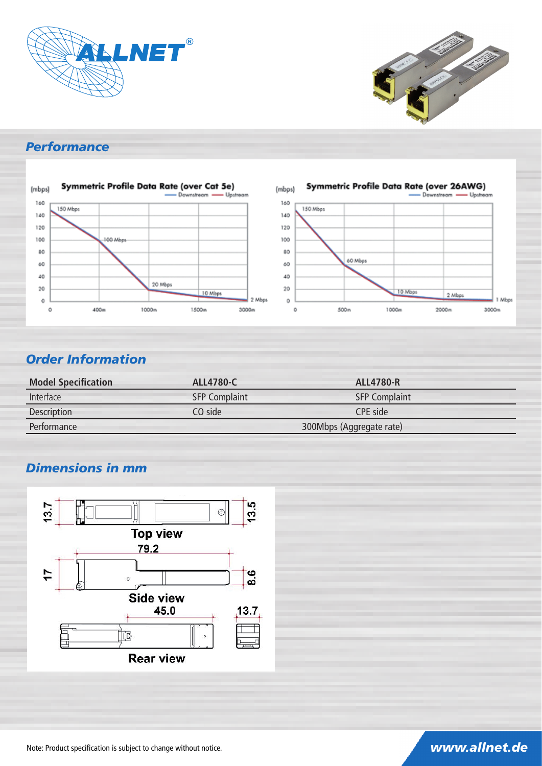## Performance

(mbps) Symmetric Profile Data Rate (over Cat 5e)

Downstream — Upstream

160
140
120
100
80
60
40
20
0

150 Mbps
100 Mbps
20 Mbps
10 Mbps
2 Mbps

0 400m 1000m 1500m 3000m

(mbps) Symmetric Profile Data Rate (over 26AWG)

Downstream — Upstream

160
140
120
100
80
60
40
20
0

150 Mbps
60 Mbps
10 Mbps
2 Mbps
1 Mbps

0 500m 1000m 2000m 3000m

## Order Information

| Model Specification | ALL4780-C | ALL4780-R |
|---|---|---|
| Interface | SFP Complaint | SFP Complaint |
| Description | CO side | CPE side |
| Performance | 300Mbps (Aggregate rate) | |

## Dimensions in mm

13.7
13.5
Top view
79.2
17
8.6
Side view
45.0
13.7
Rear view

Note: Product specification is subject to change without notice.

www.allnet.de